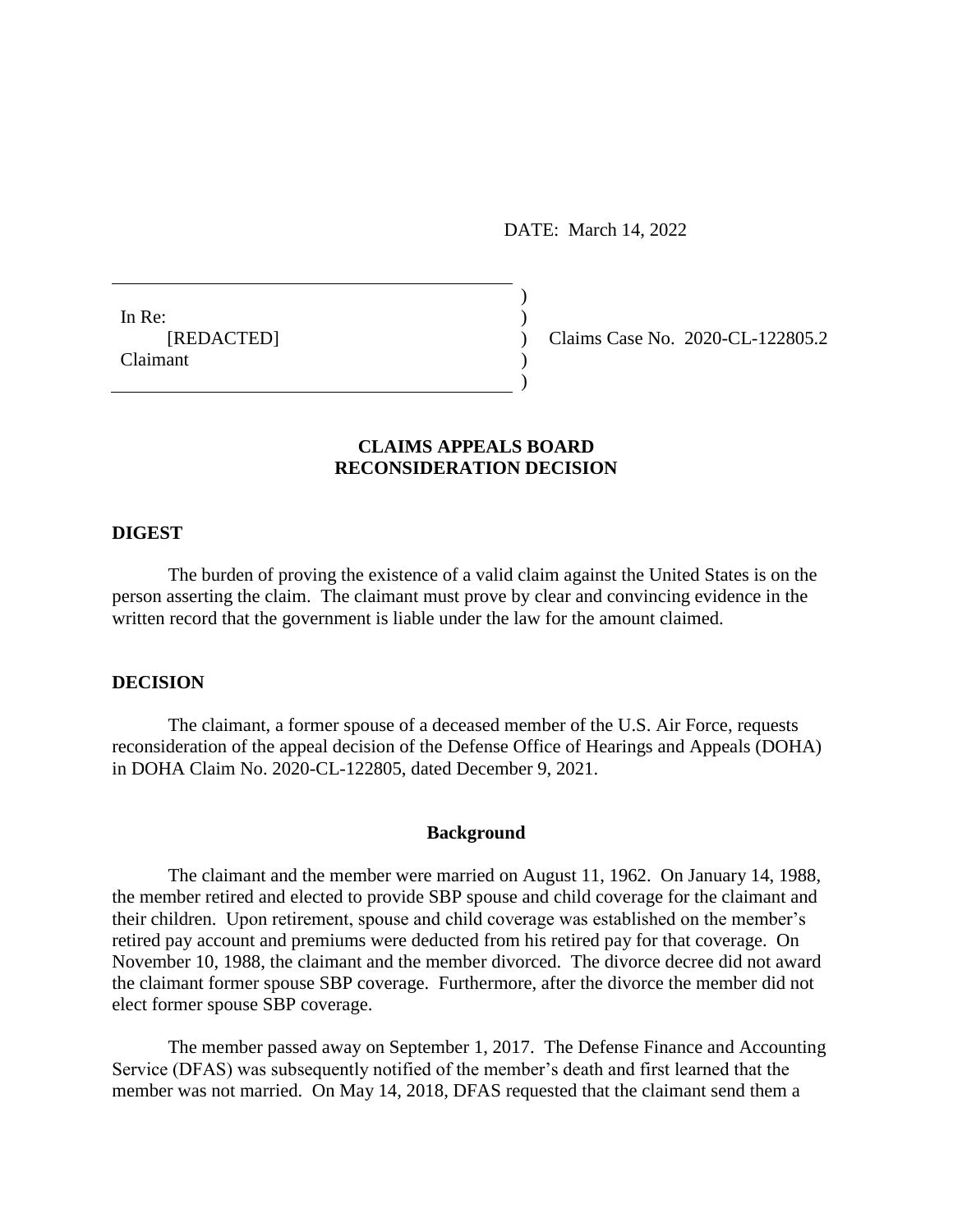DATE: March 14, 2022

In Re:
[REDACTED]
Claimant

Claims Case No. 2020-CL-122805.2

## CLAIMS APPEALS BOARD
## RECONSIDERATION DECISION

### DIGEST

The burden of proving the existence of a valid claim against the United States is on the person asserting the claim. The claimant must prove by clear and convincing evidence in the written record that the government is liable under the law for the amount claimed.

### DECISION

The claimant, a former spouse of a deceased member of the U.S. Air Force, requests reconsideration of the appeal decision of the Defense Office of Hearings and Appeals (DOHA) in DOHA Claim No. 2020-CL-122805, dated December 9, 2021.

#### Background

The claimant and the member were married on August 11, 1962. On January 14, 1988, the member retired and elected to provide SBP spouse and child coverage for the claimant and their children. Upon retirement, spouse and child coverage was established on the member's retired pay account and premiums were deducted from his retired pay for that coverage. On November 10, 1988, the claimant and the member divorced. The divorce decree did not award the claimant former spouse SBP coverage. Furthermore, after the divorce the member did not elect former spouse SBP coverage.

The member passed away on September 1, 2017. The Defense Finance and Accounting Service (DFAS) was subsequently notified of the member's death and first learned that the member was not married. On May 14, 2018, DFAS requested that the claimant send them a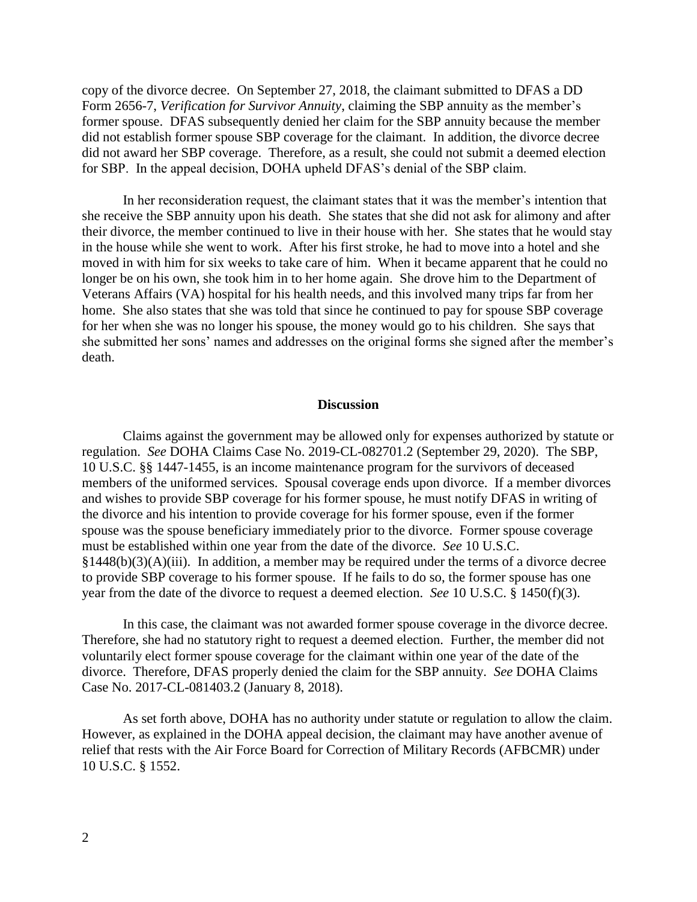copy of the divorce decree. On September 27, 2018, the claimant submitted to DFAS a DD Form 2656-7, *Verification for Survivor Annuity*, claiming the SBP annuity as the member's former spouse. DFAS subsequently denied her claim for the SBP annuity because the member did not establish former spouse SBP coverage for the claimant. In addition, the divorce decree did not award her SBP coverage. Therefore, as a result, she could not submit a deemed election for SBP. In the appeal decision, DOHA upheld DFAS's denial of the SBP claim.

In her reconsideration request, the claimant states that it was the member's intention that she receive the SBP annuity upon his death. She states that she did not ask for alimony and after their divorce, the member continued to live in their house with her. She states that he would stay in the house while she went to work. After his first stroke, he had to move into a hotel and she moved in with him for six weeks to take care of him. When it became apparent that he could no longer be on his own, she took him in to her home again. She drove him to the Department of Veterans Affairs (VA) hospital for his health needs, and this involved many trips far from her home. She also states that she was told that since he continued to pay for spouse SBP coverage for her when she was no longer his spouse, the money would go to his children. She says that she submitted her sons' names and addresses on the original forms she signed after the member's death.

## Discussion

Claims against the government may be allowed only for expenses authorized by statute or regulation. *See* DOHA Claims Case No. 2019-CL-082701.2 (September 29, 2020). The SBP, 10 U.S.C. §§ 1447-1455, is an income maintenance program for the survivors of deceased members of the uniformed services. Spousal coverage ends upon divorce. If a member divorces and wishes to provide SBP coverage for his former spouse, he must notify DFAS in writing of the divorce and his intention to provide coverage for his former spouse, even if the former spouse was the spouse beneficiary immediately prior to the divorce. Former spouse coverage must be established within one year from the date of the divorce. *See* 10 U.S.C. §1448(b)(3)(A)(iii). In addition, a member may be required under the terms of a divorce decree to provide SBP coverage to his former spouse. If he fails to do so, the former spouse has one year from the date of the divorce to request a deemed election. *See* 10 U.S.C. § 1450(f)(3).

In this case, the claimant was not awarded former spouse coverage in the divorce decree. Therefore, she had no statutory right to request a deemed election. Further, the member did not voluntarily elect former spouse coverage for the claimant within one year of the date of the divorce. Therefore, DFAS properly denied the claim for the SBP annuity. *See* DOHA Claims Case No. 2017-CL-081403.2 (January 8, 2018).

As set forth above, DOHA has no authority under statute or regulation to allow the claim. However, as explained in the DOHA appeal decision, the claimant may have another avenue of relief that rests with the Air Force Board for Correction of Military Records (AFBCMR) under 10 U.S.C. § 1552.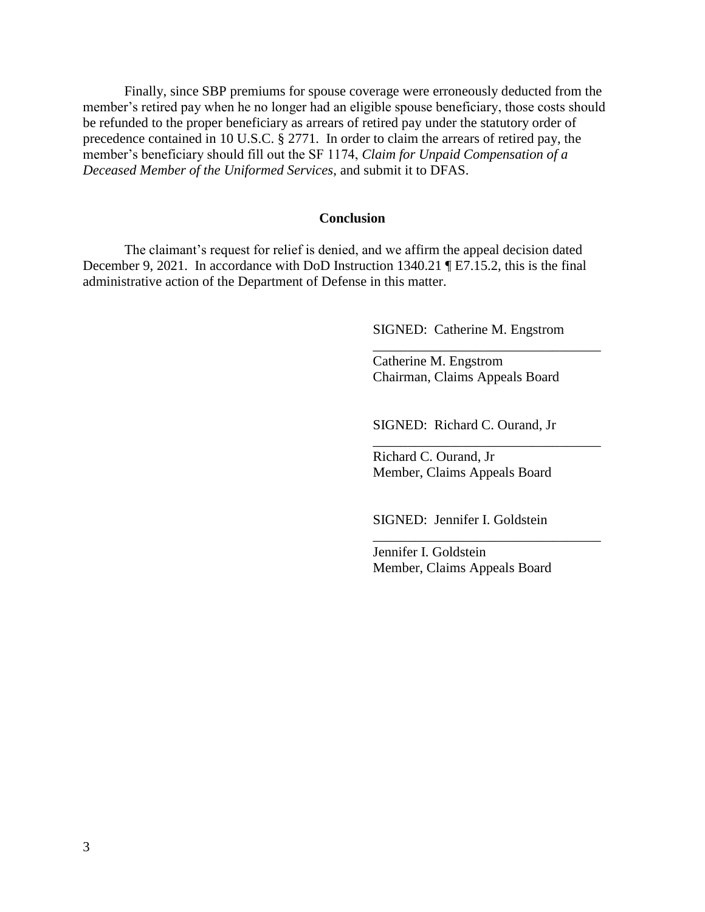Finally, since SBP premiums for spouse coverage were erroneously deducted from the member's retired pay when he no longer had an eligible spouse beneficiary, those costs should be refunded to the proper beneficiary as arrears of retired pay under the statutory order of precedence contained in 10 U.S.C. § 2771. In order to claim the arrears of retired pay, the member's beneficiary should fill out the SF 1174, *Claim for Unpaid Compensation of a Deceased Member of the Uniformed Services*, and submit it to DFAS.

## Conclusion

The claimant's request for relief is denied, and we affirm the appeal decision dated December 9, 2021. In accordance with DoD Instruction 1340.21 ¶ E7.15.2, this is the final administrative action of the Department of Defense in this matter.

SIGNED: Catherine M. Engstrom

Catherine M. Engstrom
Chairman, Claims Appeals Board

SIGNED: Richard C. Ourand, Jr

Richard C. Ourand, Jr
Member, Claims Appeals Board

SIGNED: Jennifer I. Goldstein

Jennifer I. Goldstein
Member, Claims Appeals Board